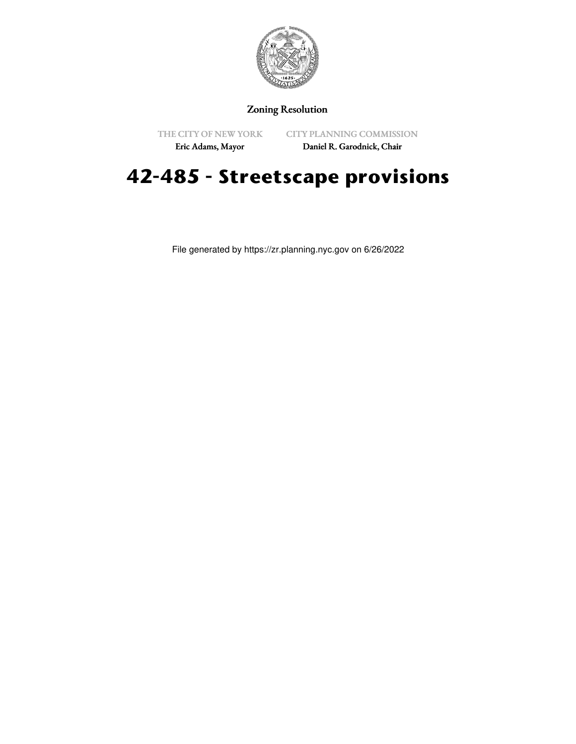Zoning Resolution

THE CITY OF NEW YORK
Eric Adams, Mayor

CITY PLANNING COMMISSION
Daniel R. Garodnick, Chair

# 42-485 - Streetscape provisions

File generated by https://zr.planning.nyc.gov on 6/26/2022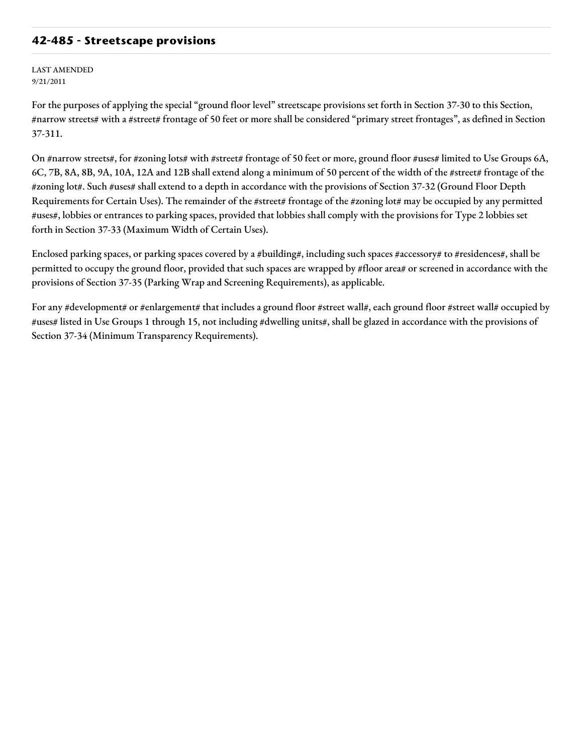## 42-485 - Streetscape provisions

LAST AMENDED
9/21/2011

For the purposes of applying the special "ground floor level" streetscape provisions set forth in Section 37-30 to this Section, #narrow streets# with a #street# frontage of 50 feet or more shall be considered "primary street frontages", as defined in Section 37-311.

On #narrow streets#, for #zoning lots# with #street# frontage of 50 feet or more, ground floor #uses# limited to Use Groups 6A, 6C, 7B, 8A, 8B, 9A, 10A, 12A and 12B shall extend along a minimum of 50 percent of the width of the #street# frontage of the #zoning lot#. Such #uses# shall extend to a depth in accordance with the provisions of Section 37-32 (Ground Floor Depth Requirements for Certain Uses). The remainder of the #street# frontage of the #zoning lot# may be occupied by any permitted #uses#, lobbies or entrances to parking spaces, provided that lobbies shall comply with the provisions for Type 2 lobbies set forth in Section 37-33 (Maximum Width of Certain Uses).

Enclosed parking spaces, or parking spaces covered by a #building#, including such spaces #accessory# to #residences#, shall be permitted to occupy the ground floor, provided that such spaces are wrapped by #floor area# or screened in accordance with the provisions of Section 37-35 (Parking Wrap and Screening Requirements), as applicable.

For any #development# or #enlargement# that includes a ground floor #street wall#, each ground floor #street wall# occupied by #uses# listed in Use Groups 1 through 15, not including #dwelling units#, shall be glazed in accordance with the provisions of Section 37-34 (Minimum Transparency Requirements).